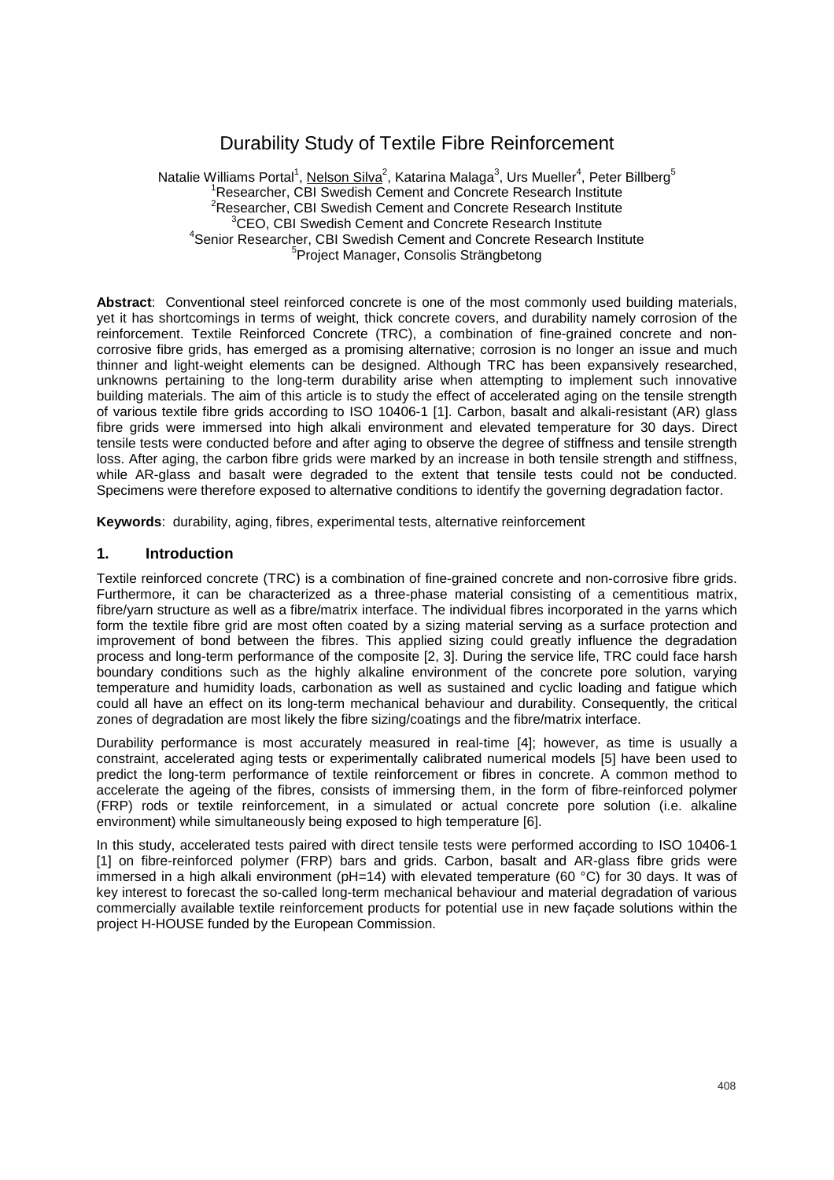# Durability Study of Textile Fibre Reinforcement

Natalie Williams Portal[1], Nelson Silva[2], Katarina Malaga[3], Urs Mueller[4], Peter Billberg[5]

[1]Researcher, CBI Swedish Cement and Concrete Research Institute
[2]Researcher, CBI Swedish Cement and Concrete Research Institute
[3]CEO, CBI Swedish Cement and Concrete Research Institute
[4]Senior Researcher, CBI Swedish Cement and Concrete Research Institute
[5]Project Manager, Consolis Strängbetong

**Abstract**: Conventional steel reinforced concrete is one of the most commonly used building materials, yet it has shortcomings in terms of weight, thick concrete covers, and durability namely corrosion of the reinforcement. Textile Reinforced Concrete (TRC), a combination of fine-grained concrete and non-corrosive fibre grids, has emerged as a promising alternative; corrosion is no longer an issue and much thinner and light-weight elements can be designed. Although TRC has been expansively researched, unknowns pertaining to the long-term durability arise when attempting to implement such innovative building materials. The aim of this article is to study the effect of accelerated aging on the tensile strength of various textile fibre grids according to ISO 10406-1 [1]. Carbon, basalt and alkali-resistant (AR) glass fibre grids were immersed into high alkali environment and elevated temperature for 30 days. Direct tensile tests were conducted before and after aging to observe the degree of stiffness and tensile strength loss. After aging, the carbon fibre grids were marked by an increase in both tensile strength and stiffness, while AR-glass and basalt were degraded to the extent that tensile tests could not be conducted. Specimens were therefore exposed to alternative conditions to identify the governing degradation factor.

**Keywords**: durability, aging, fibres, experimental tests, alternative reinforcement

## 1. Introduction

Textile reinforced concrete (TRC) is a combination of fine-grained concrete and non-corrosive fibre grids. Furthermore, it can be characterized as a three-phase material consisting of a cementitious matrix, fibre/yarn structure as well as a fibre/matrix interface. The individual fibres incorporated in the yarns which form the textile fibre grid are most often coated by a sizing material serving as a surface protection and improvement of bond between the fibres. This applied sizing could greatly influence the degradation process and long-term performance of the composite [2, 3]. During the service life, TRC could face harsh boundary conditions such as the highly alkaline environment of the concrete pore solution, varying temperature and humidity loads, carbonation as well as sustained and cyclic loading and fatigue which could all have an effect on its long-term mechanical behaviour and durability. Consequently, the critical zones of degradation are most likely the fibre sizing/coatings and the fibre/matrix interface.

Durability performance is most accurately measured in real-time [4]; however, as time is usually a constraint, accelerated aging tests or experimentally calibrated numerical models [5] have been used to predict the long-term performance of textile reinforcement or fibres in concrete. A common method to accelerate the ageing of the fibres, consists of immersing them, in the form of fibre-reinforced polymer (FRP) rods or textile reinforcement, in a simulated or actual concrete pore solution (i.e. alkaline environment) while simultaneously being exposed to high temperature [6].

In this study, accelerated tests paired with direct tensile tests were performed according to ISO 10406-1 [1] on fibre-reinforced polymer (FRP) bars and grids. Carbon, basalt and AR-glass fibre grids were immersed in a high alkali environment (pH=14) with elevated temperature (60 °C) for 30 days. It was of key interest to forecast the so-called long-term mechanical behaviour and material degradation of various commercially available textile reinforcement products for potential use in new façade solutions within the project H-HOUSE funded by the European Commission.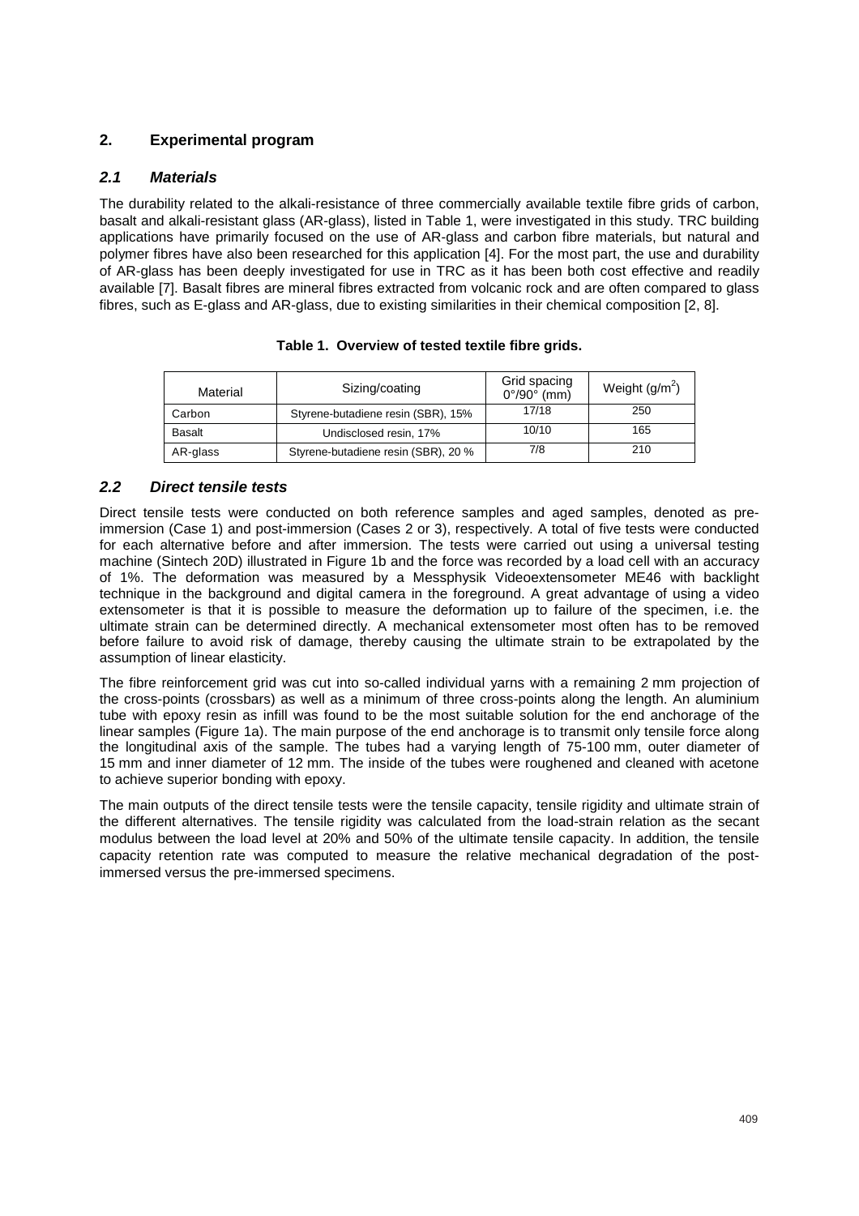## 2. Experimental program

### *2.1 Materials*

The durability related to the alkali-resistance of three commercially available textile fibre grids of carbon, basalt and alkali-resistant glass (AR-glass), listed in Table 1, were investigated in this study. TRC building applications have primarily focused on the use of AR-glass and carbon fibre materials, but natural and polymer fibres have also been researched for this application [4]. For the most part, the use and durability of AR-glass has been deeply investigated for use in TRC as it has been both cost effective and readily available [7]. Basalt fibres are mineral fibres extracted from volcanic rock and are often compared to glass fibres, such as E-glass and AR-glass, due to existing similarities in their chemical composition [2, 8].

**Table 1. Overview of tested textile fibre grids.**

| Material | Sizing/coating | Grid spacing 0°/90° (mm) | Weight ($g/m^2$) |
|---|---|---|---|
| Carbon | Styrene-butadiene resin (SBR), 15% | 17/18 | 250 |
| Basalt | Undisclosed resin, 17% | 10/10 | 165 |
| AR-glass | Styrene-butadiene resin (SBR), 20 % | 7/8 | 210 |

### *2.2 Direct tensile tests*

Direct tensile tests were conducted on both reference samples and aged samples, denoted as pre-immersion (Case 1) and post-immersion (Cases 2 or 3), respectively. A total of five tests were conducted for each alternative before and after immersion. The tests were carried out using a universal testing machine (Sintech 20D) illustrated in Figure 1b and the force was recorded by a load cell with an accuracy of 1%. The deformation was measured by a Messphysik Videoextensometer ME46 with backlight technique in the background and digital camera in the foreground. A great advantage of using a video extensometer is that it is possible to measure the deformation up to failure of the specimen, i.e. the ultimate strain can be determined directly. A mechanical extensometer most often has to be removed before failure to avoid risk of damage, thereby causing the ultimate strain to be extrapolated by the assumption of linear elasticity.

The fibre reinforcement grid was cut into so-called individual yarns with a remaining 2 mm projection of the cross-points (crossbars) as well as a minimum of three cross-points along the length. An aluminium tube with epoxy resin as infill was found to be the most suitable solution for the end anchorage of the linear samples (Figure 1a). The main purpose of the end anchorage is to transmit only tensile force along the longitudinal axis of the sample. The tubes had a varying length of 75-100 mm, outer diameter of 15 mm and inner diameter of 12 mm. The inside of the tubes were roughened and cleaned with acetone to achieve superior bonding with epoxy.

The main outputs of the direct tensile tests were the tensile capacity, tensile rigidity and ultimate strain of the different alternatives. The tensile rigidity was calculated from the load-strain relation as the secant modulus between the load level at 20% and 50% of the ultimate tensile capacity. In addition, the tensile capacity retention rate was computed to measure the relative mechanical degradation of the post-immersed versus the pre-immersed specimens.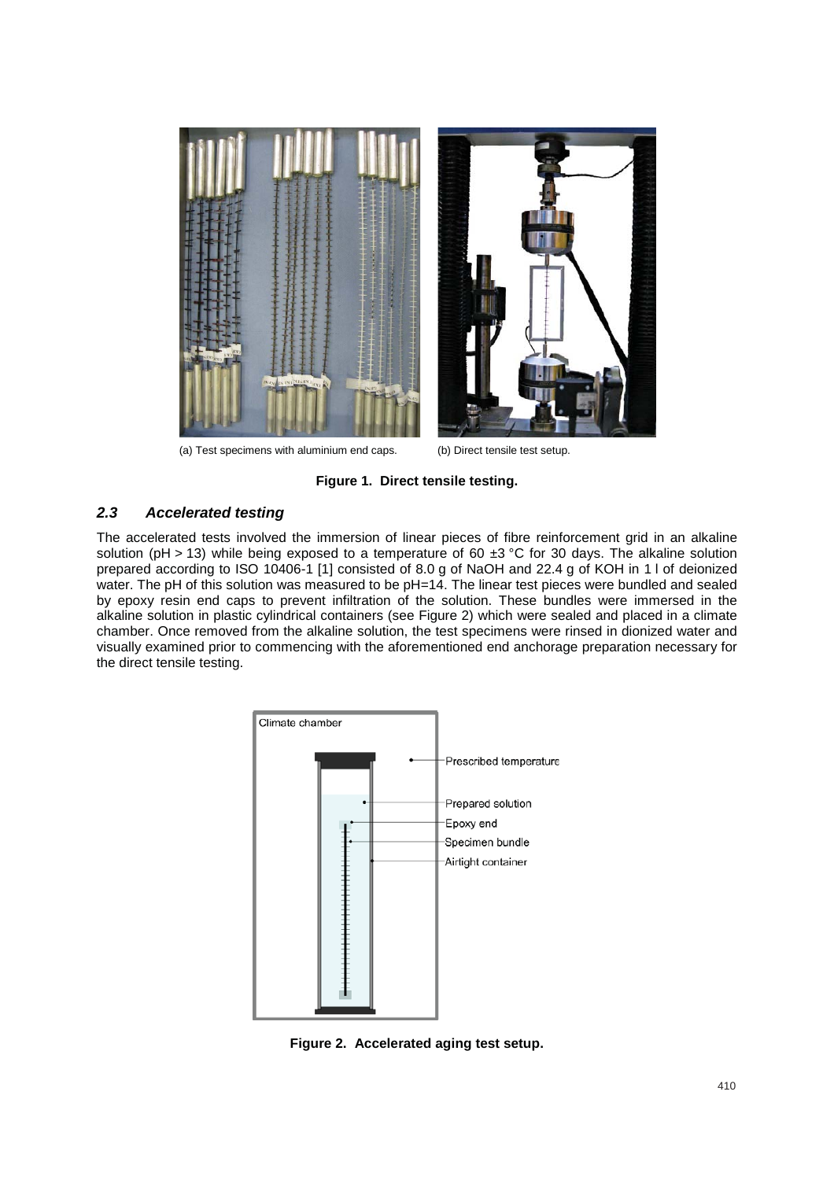(a) Test specimens with aluminium end caps.

(b) Direct tensile test setup.

**Figure 1. Direct tensile testing.**

### *2.3 Accelerated testing*

The accelerated tests involved the immersion of linear pieces of fibre reinforcement grid in an alkaline solution (pH > 13) while being exposed to a temperature of 60 ±3 °C for 30 days. The alkaline solution prepared according to ISO 10406-1 [1] consisted of 8.0 g of NaOH and 22.4 g of KOH in 1 l of deionized water. The pH of this solution was measured to be pH=14. The linear test pieces were bundled and sealed by epoxy resin end caps to prevent infiltration of the solution. These bundles were immersed in the alkaline solution in plastic cylindrical containers (see Figure 2) which were sealed and placed in a climate chamber. Once removed from the alkaline solution, the test specimens were rinsed in dionized water and visually examined prior to commencing with the aforementioned end anchorage preparation necessary for the direct tensile testing.

**Figure 2. Accelerated aging test setup.**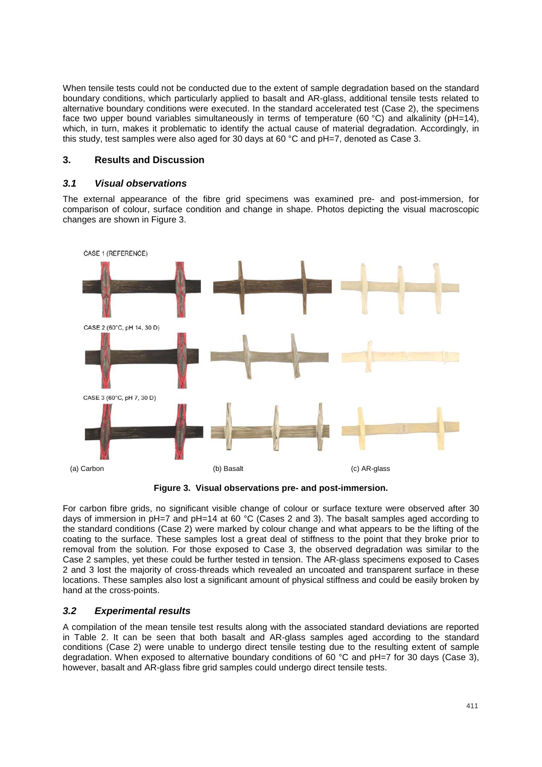When tensile tests could not be conducted due to the extent of sample degradation based on the standard boundary conditions, which particularly applied to basalt and AR-glass, additional tensile tests related to alternative boundary conditions were executed. In the standard accelerated test (Case 2), the specimens face two upper bound variables simultaneously in terms of temperature (60 °C) and alkalinity (pH=14), which, in turn, makes it problematic to identify the actual cause of material degradation. Accordingly, in this study, test samples were also aged for 30 days at 60 °C and pH=7, denoted as Case 3.

## 3. Results and Discussion

### *3.1 Visual observations*

The external appearance of the fibre grid specimens was examined pre- and post-immersion, for comparison of colour, surface condition and change in shape. Photos depicting the visual macroscopic changes are shown in Figure 3.

**Figure 3. Visual observations pre- and post-immersion.**

For carbon fibre grids, no significant visible change of colour or surface texture were observed after 30 days of immersion in pH=7 and pH=14 at 60 °C (Cases 2 and 3). The basalt samples aged according to the standard conditions (Case 2) were marked by colour change and what appears to be the lifting of the coating to the surface. These samples lost a great deal of stiffness to the point that they broke prior to removal from the solution. For those exposed to Case 3, the observed degradation was similar to the Case 2 samples, yet these could be further tested in tension. The AR-glass specimens exposed to Cases 2 and 3 lost the majority of cross-threads which revealed an uncoated and transparent surface in these locations. These samples also lost a significant amount of physical stiffness and could be easily broken by hand at the cross-points.

### *3.2 Experimental results*

A compilation of the mean tensile test results along with the associated standard deviations are reported in Table 2. It can be seen that both basalt and AR-glass samples aged according to the standard conditions (Case 2) were unable to undergo direct tensile testing due to the resulting extent of sample degradation. When exposed to alternative boundary conditions of 60 °C and pH=7 for 30 days (Case 3), however, basalt and AR-glass fibre grid samples could undergo direct tensile tests.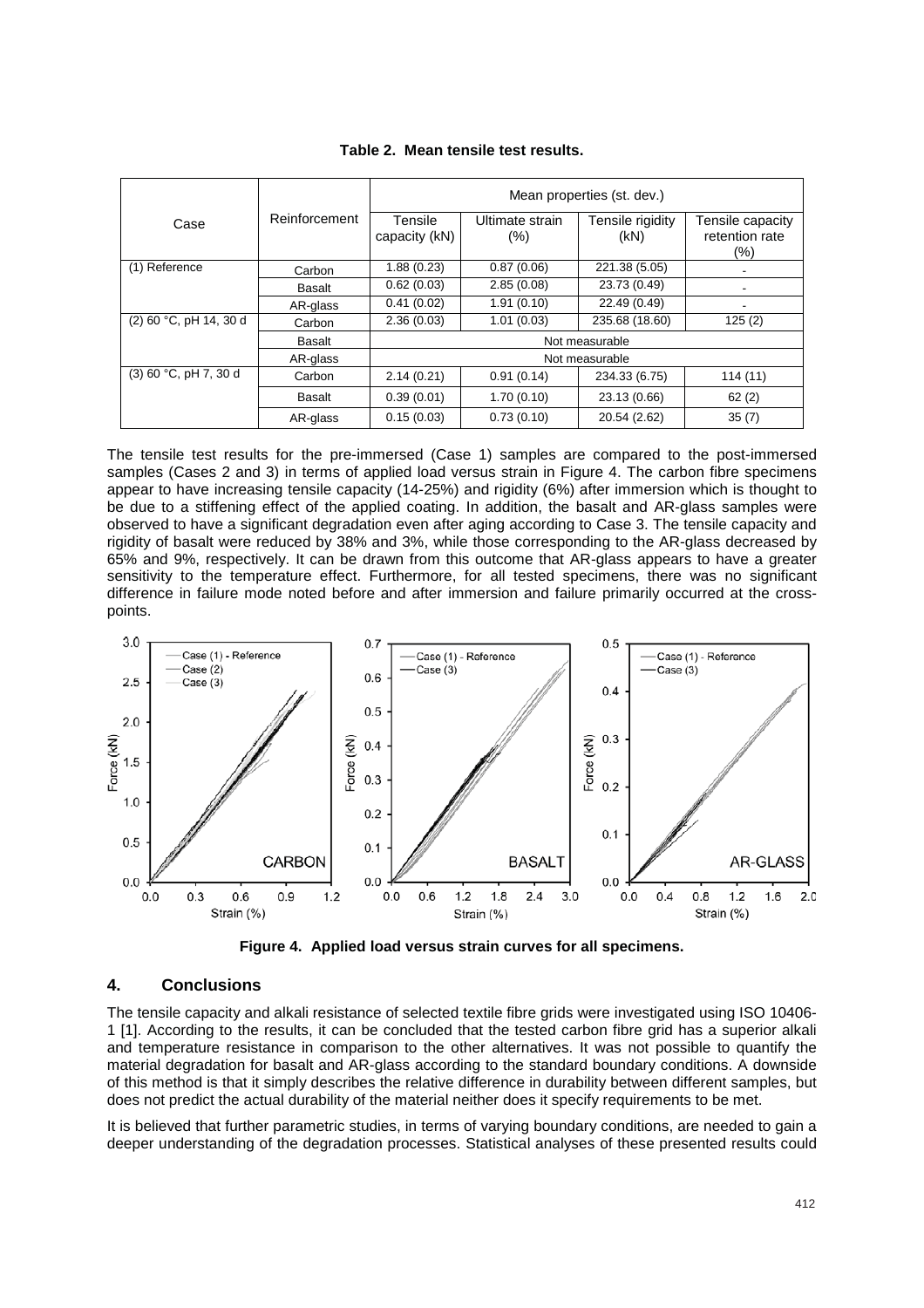**Table 2. Mean tensile test results.**

| Case | Reinforcement | Mean properties (st. dev.) | | | |
|---|---|---|---|---|---|
| | | Tensile capacity (kN) | Ultimate strain (%) | Tensile rigidity (kN) | Tensile capacity retention rate (%) |
| (1) Reference | Carbon | 1.88 (0.23) | 0.87 (0.06) | 221.38 (5.05) | - |
| | Basalt | 0.62 (0.03) | 2.85 (0.08) | 23.73 (0.49) | - |
| | AR-glass | 0.41 (0.02) | 1.91 (0.10) | 22.49 (0.49) | - |
| (2) 60 °C, pH 14, 30 d | Carbon | 2.36 (0.03) | 1.01 (0.03) | 235.68 (18.60) | 125 (2) |
| | Basalt | Not measurable | | | |
| | AR-glass | Not measurable | | | |
| (3) 60 °C, pH 7, 30 d | Carbon | 2.14 (0.21) | 0.91 (0.14) | 234.33 (6.75) | 114 (11) |
| | Basalt | 0.39 (0.01) | 1.70 (0.10) | 23.13 (0.66) | 62 (2) |
| | AR-glass | 0.15 (0.03) | 0.73 (0.10) | 20.54 (2.62) | 35 (7) |

The tensile test results for the pre-immersed (Case 1) samples are compared to the post-immersed samples (Cases 2 and 3) in terms of applied load versus strain in Figure 4. The carbon fibre specimens appear to have increasing tensile capacity (14-25%) and rigidity (6%) after immersion which is thought to be due to a stiffening effect of the applied coating. In addition, the basalt and AR-glass samples were observed to have a significant degradation even after aging according to Case 3. The tensile capacity and rigidity of basalt were reduced by 38% and 3%, while those corresponding to the AR-glass decreased by 65% and 9%, respectively. It can be drawn from this outcome that AR-glass appears to have a greater sensitivity to the temperature effect. Furthermore, for all tested specimens, there was no significant difference in failure mode noted before and after immersion and failure primarily occurred at the cross-points.

**Figure 4. Applied load versus strain curves for all specimens.**

## 4. Conclusions

The tensile capacity and alkali resistance of selected textile fibre grids were investigated using ISO 10406-1 [1]. According to the results, it can be concluded that the tested carbon fibre grid has a superior alkali and temperature resistance in comparison to the other alternatives. It was not possible to quantify the material degradation for basalt and AR-glass according to the standard boundary conditions. A downside of this method is that it simply describes the relative difference in durability between different samples, but does not predict the actual durability of the material neither does it specify requirements to be met.

It is believed that further parametric studies, in terms of varying boundary conditions, are needed to gain a deeper understanding of the degradation processes. Statistical analyses of these presented results could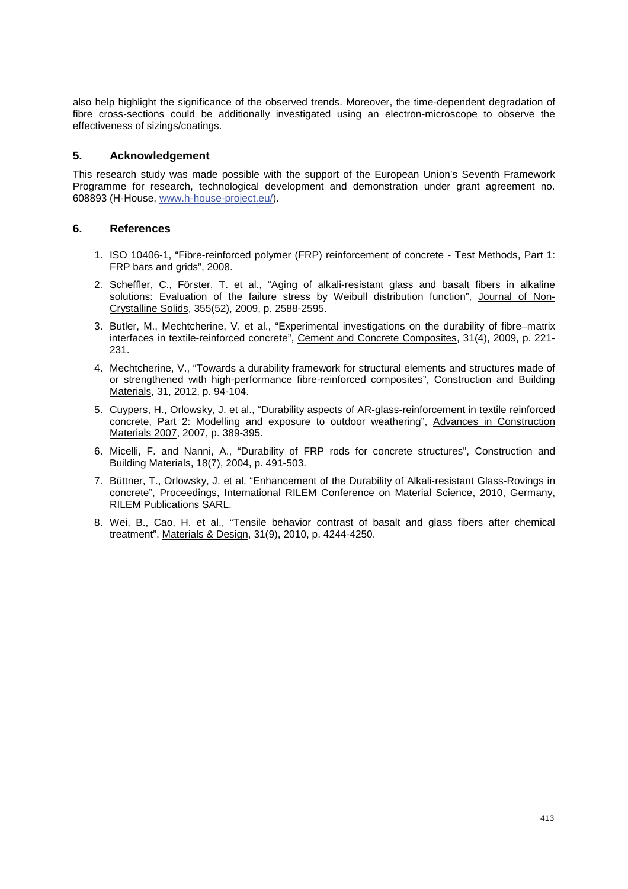also help highlight the significance of the observed trends. Moreover, the time-dependent degradation of fibre cross-sections could be additionally investigated using an electron-microscope to observe the effectiveness of sizings/coatings.

## 5. Acknowledgement

This research study was made possible with the support of the European Union's Seventh Framework Programme for research, technological development and demonstration under grant agreement no. 608893 (H-House, www.h-house-project.eu/).

## 6. References

1. ISO 10406-1, "Fibre-reinforced polymer (FRP) reinforcement of concrete - Test Methods, Part 1: FRP bars and grids", 2008.
2. Scheffler, C., Förster, T. et al., "Aging of alkali-resistant glass and basalt fibers in alkaline solutions: Evaluation of the failure stress by Weibull distribution function", Journal of Non-Crystalline Solids, 355(52), 2009, p. 2588-2595.
3. Butler, M., Mechtcherine, V. et al., "Experimental investigations on the durability of fibre–matrix interfaces in textile-reinforced concrete", Cement and Concrete Composites, 31(4), 2009, p. 221-231.
4. Mechtcherine, V., "Towards a durability framework for structural elements and structures made of or strengthened with high-performance fibre-reinforced composites", Construction and Building Materials, 31, 2012, p. 94-104.
5. Cuypers, H., Orlowsky, J. et al., "Durability aspects of AR-glass-reinforcement in textile reinforced concrete, Part 2: Modelling and exposure to outdoor weathering", Advances in Construction Materials 2007, 2007, p. 389-395.
6. Micelli, F. and Nanni, A., "Durability of FRP rods for concrete structures", Construction and Building Materials, 18(7), 2004, p. 491-503.
7. Büttner, T., Orlowsky, J. et al. "Enhancement of the Durability of Alkali-resistant Glass-Rovings in concrete", Proceedings, International RILEM Conference on Material Science, 2010, Germany, RILEM Publications SARL.
8. Wei, B., Cao, H. et al., "Tensile behavior contrast of basalt and glass fibers after chemical treatment", Materials & Design, 31(9), 2010, p. 4244-4250.